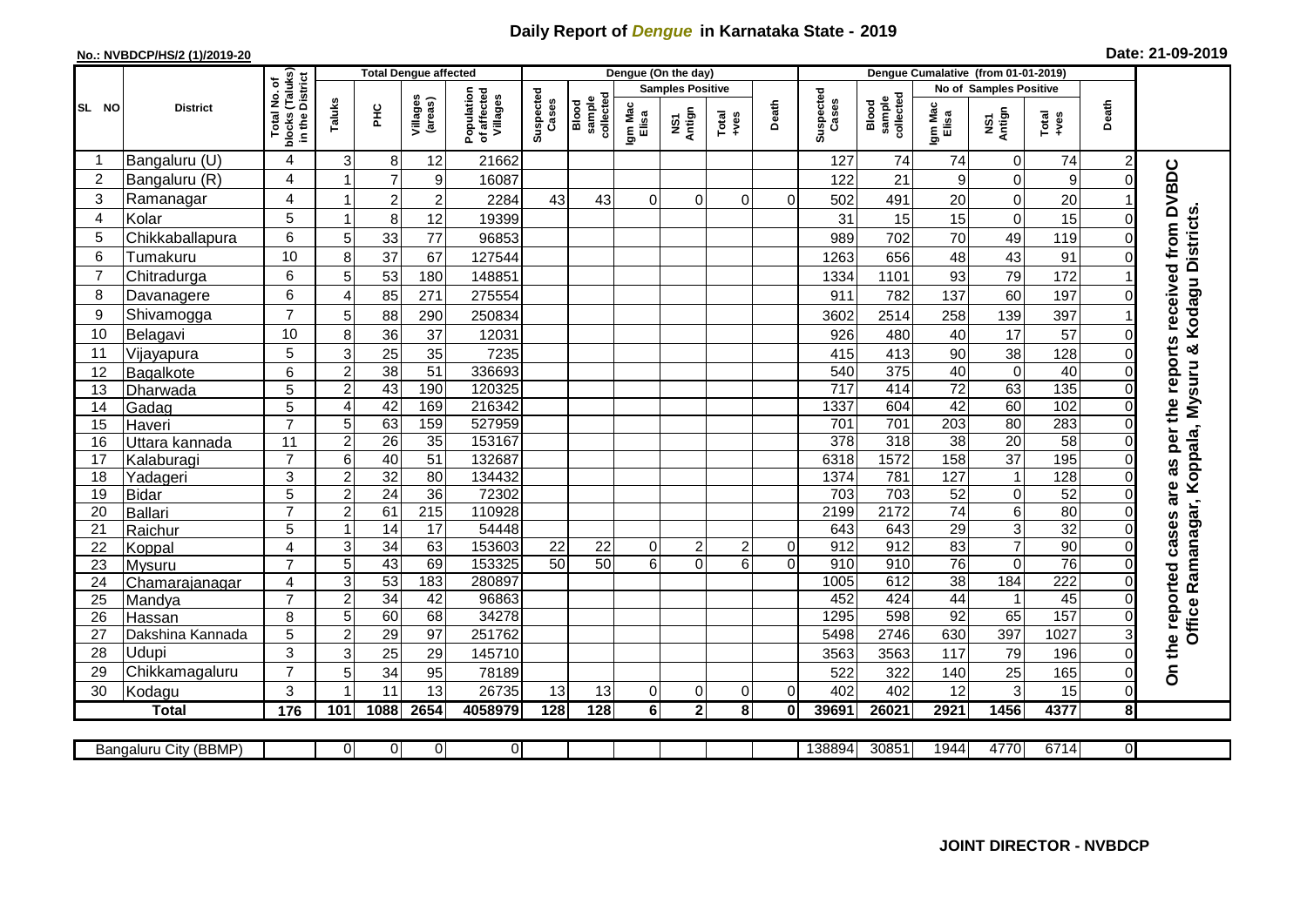# Daily Report of *Dengue* in Karnataka State - 2019

**No.: NVBDCP/HS/2 (1)/2019-20**

**Date: 21-09-2019**

| SL NO | District | Total No. of blocks (Taluks) in the District | Total Dengue affected | | | | Dengue (On the day) | | | | | | | Dengue Cumalative (from 01-01-2019) | | | | | | | |
|---|---|---|---|---|---|---|---|---|---|---|---|---|---|---|---|---|---|---|---|---|---|
| | | | Taluks | PHC | Villages (areas) | Population of affected Villages | Suspected Cases | Blood sample collected | Samples Positive | | | Death | Suspected Cases | Blood sample collected | No of Samples Positive | | | Death | |
| | | | | | | | | | Igm Mac Elisa | NS1 Antign | Total +ves | | | | Igm Mac Elisa | NS1 Antign | Total +ves | | |
| 1 | Bangaluru (U) | 4 | 3 | 8 | 12 | 21662 | | | | | | | 127 | 74 | 74 | 0 | 74 | 2 | On the reported cases are as per the reports received from DVBDC Office Ramanagar, Koppala, Mysuru & Kodagu Districts. |
| 2 | Bangaluru (R) | 4 | 1 | 7 | 9 | 16087 | | | | | | | 122 | 21 | 9 | 0 | 9 | 0 | |
| 3 | Ramanagar | 4 | 1 | 2 | 2 | 2284 | 43 | 43 | 0 | 0 | 0 | 0 | 502 | 491 | 20 | 0 | 20 | 1 | |
| 4 | Kolar | 5 | 1 | 8 | 12 | 19399 | | | | | | | 31 | 15 | 15 | 0 | 15 | 0 | |
| 5 | Chikkaballapura | 6 | 5 | 33 | 77 | 96853 | | | | | | | 989 | 702 | 70 | 49 | 119 | 0 | |
| 6 | Tumakuru | 10 | 8 | 37 | 67 | 127544 | | | | | | | 1263 | 656 | 48 | 43 | 91 | 0 | |
| 7 | Chitradurga | 6 | 5 | 53 | 180 | 148851 | | | | | | | 1334 | 1101 | 93 | 79 | 172 | 1 | |
| 8 | Davanagere | 6 | 4 | 85 | 271 | 275554 | | | | | | | 911 | 782 | 137 | 60 | 197 | 0 | |
| 9 | Shivamogga | 7 | 5 | 88 | 290 | 250834 | | | | | | | 3602 | 2514 | 258 | 139 | 397 | 1 | |
| 10 | Belagavi | 10 | 8 | 36 | 37 | 12031 | | | | | | | 926 | 480 | 40 | 17 | 57 | 0 | |
| 11 | Vijayapura | 5 | 3 | 25 | 35 | 7235 | | | | | | | 415 | 413 | 90 | 38 | 128 | 0 | |
| 12 | Bagalkote | 6 | 2 | 38 | 51 | 336693 | | | | | | | 540 | 375 | 40 | 0 | 40 | 0 | |
| 13 | Dharwada | 5 | 2 | 43 | 190 | 120325 | | | | | | | 717 | 414 | 72 | 63 | 135 | 0 | |
| 14 | Gadag | 5 | 4 | 42 | 169 | 216342 | | | | | | | 1337 | 604 | 42 | 60 | 102 | 0 | |
| 15 | Haveri | 7 | 5 | 63 | 159 | 527959 | | | | | | | 701 | 701 | 203 | 80 | 283 | 0 | |
| 16 | Uttara kannada | 11 | 2 | 26 | 35 | 153167 | | | | | | | 378 | 318 | 38 | 20 | 58 | 0 | |
| 17 | Kalaburagi | 7 | 6 | 40 | 51 | 132687 | | | | | | | 6318 | 1572 | 158 | 37 | 195 | 0 | |
| 18 | Yadageri | 3 | 2 | 32 | 80 | 134432 | | | | | | | 1374 | 781 | 127 | 1 | 128 | 0 | |
| 19 | Bidar | 5 | 2 | 24 | 36 | 72302 | | | | | | | 703 | 703 | 52 | 0 | 52 | 0 | |
| 20 | Ballari | 7 | 2 | 61 | 215 | 110928 | | | | | | | 2199 | 2172 | 74 | 6 | 80 | 0 | |
| 21 | Raichur | 5 | 1 | 14 | 17 | 54448 | | | | | | | 643 | 643 | 29 | 3 | 32 | 0 | |
| 22 | Koppal | 4 | 3 | 34 | 63 | 153603 | 22 | 22 | 0 | 2 | 2 | 0 | 912 | 912 | 83 | 7 | 90 | 0 | |
| 23 | Mysuru | 7 | 5 | 43 | 69 | 153325 | 50 | 50 | 6 | 0 | 6 | 0 | 910 | 910 | 76 | 0 | 76 | 0 | |
| 24 | Chamarajanagar | 4 | 3 | 53 | 183 | 280897 | | | | | | | 1005 | 612 | 38 | 184 | 222 | 0 | |
| 25 | Mandya | 7 | 2 | 34 | 42 | 96863 | | | | | | | 452 | 424 | 44 | 1 | 45 | 0 | |
| 26 | Hassan | 8 | 5 | 60 | 68 | 34278 | | | | | | | 1295 | 598 | 92 | 65 | 157 | 0 | |
| 27 | Dakshina Kannada | 5 | 2 | 29 | 97 | 251762 | | | | | | | 5498 | 2746 | 630 | 397 | 1027 | 3 | |
| 28 | Udupi | 3 | 3 | 25 | 29 | 145710 | | | | | | | 3563 | 3563 | 117 | 79 | 196 | 0 | |
| 29 | Chikkamagaluru | 7 | 5 | 34 | 95 | 78189 | | | | | | | 522 | 322 | 140 | 25 | 165 | 0 | |
| 30 | Kodagu | 3 | 1 | 11 | 13 | 26735 | 13 | 13 | 0 | 0 | 0 | 0 | 402 | 402 | 12 | 3 | 15 | 0 | |
| | **Total** | **176** | **101** | **1088** | **2654** | **4058979** | **128** | **128** | **6** | **2** | **8** | **0** | **39691** | **26021** | **2921** | **1456** | **4377** | **8** | |

| Bangaluru City (BBMP) | | 0 | 0 | 0 | 0 | | | | | | | 138894 | 30851 | 1944 | 4770 | 6714 | 0 |
|---|---|---|---|---|---|---|---|---|---|---|---|---|---|---|---|---|---|

**JOINT DIRECTOR - NVBDCP**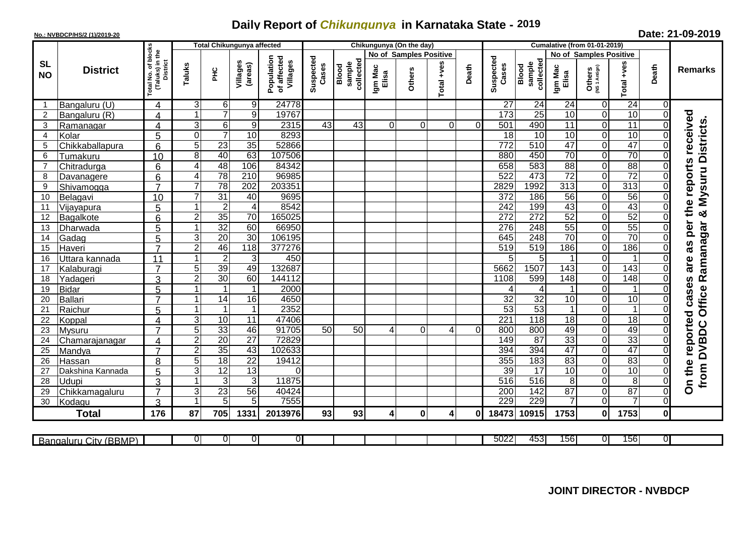# Daily Report of *Chikungunya* in Karnataka State - 2019

**No.: NVBDCP/HS/2 (1)/2019-20**

**Date: 21-09-2019**

| SL NO | District | Total No. of blocks (Taluks) in the District | Total Chikungunya affected | | | | Chikungunya (On the day) | | | | | | | Cumalative (from 01-01-2019) | | | | | | | Remarks |
|---|---|---|---|---|---|---|---|---|---|---|---|---|---|---|---|---|---|---|---|---|---|
| | | | Taluks | PHC | Villages (areas) | Population of affected Villages | Suspected Cases | Blood sample collected | No of Samples Positive | | | Death | Suspected Cases | Blood sample collected | No of Samples Positive | | | Death | |
| | | | | | | | | | Igm Mac Elisa | Others | Total +ves | | | | Igm Mac Elisa | Others (NS 1 Antign) | Total +ves | | |
| 1 | Bangaluru (U) | 4 | 3 | 6 | 9 | 24778 | | | | | | | 27 | 24 | 24 | 0 | 24 | 0 | On the reported cases are as per the reports received from DVBDC Office Ramanagar & Mysuru Districts. |
| 2 | Bangaluru (R) | 4 | 1 | 7 | 9 | 19767 | | | | | | | 173 | 25 | 10 | 0 | 10 | 0 | |
| 3 | Ramanagar | 4 | 3 | 6 | 9 | 2315 | 43 | 43 | 0 | 0 | 0 | 0 | 501 | 490 | 11 | 0 | 11 | 0 | |
| 4 | Kolar | 5 | 0 | 7 | 10 | 8293 | | | | | | | 18 | 10 | 10 | 0 | 10 | 0 | |
| 5 | Chikkaballapura | 6 | 5 | 23 | 35 | 52866 | | | | | | | 772 | 510 | 47 | 0 | 47 | 0 | |
| 6 | Tumakuru | 10 | 8 | 40 | 63 | 107506 | | | | | | | 880 | 450 | 70 | 0 | 70 | 0 | |
| 7 | Chitradurga | 6 | 4 | 48 | 106 | 84342 | | | | | | | 658 | 583 | 88 | 0 | 88 | 0 | |
| 8 | Davanagere | 6 | 4 | 78 | 210 | 96985 | | | | | | | 522 | 473 | 72 | 0 | 72 | 0 | |
| 9 | Shivamogga | 7 | 7 | 78 | 202 | 203351 | | | | | | | 2829 | 1992 | 313 | 0 | 313 | 0 | |
| 10 | Belagavi | 10 | 7 | 31 | 40 | 9695 | | | | | | | 372 | 186 | 56 | 0 | 56 | 0 | |
| 11 | Vijayapura | 5 | 1 | 2 | 4 | 8542 | | | | | | | 242 | 199 | 43 | 0 | 43 | 0 | |
| 12 | Bagalkote | 6 | 2 | 35 | 70 | 165025 | | | | | | | 272 | 272 | 52 | 0 | 52 | 0 | |
| 13 | Dharwada | 5 | 1 | 32 | 60 | 66950 | | | | | | | 276 | 248 | 55 | 0 | 55 | 0 | |
| 14 | Gadag | 5 | 3 | 20 | 30 | 106195 | | | | | | | 645 | 248 | 70 | 0 | 70 | 0 | |
| 15 | Haveri | 7 | 2 | 46 | 118 | 377276 | | | | | | | 519 | 519 | 186 | 0 | 186 | 0 | |
| 16 | Uttara kannada | 11 | 1 | 2 | 3 | 450 | | | | | | | 5 | 5 | 1 | 0 | 1 | 0 | |
| 17 | Kalaburagi | 7 | 5 | 39 | 49 | 132687 | | | | | | | 5662 | 1507 | 143 | 0 | 143 | 0 | |
| 18 | Yadageri | 3 | 2 | 30 | 60 | 144112 | | | | | | | 1108 | 599 | 148 | 0 | 148 | 0 | |
| 19 | Bidar | 5 | 1 | 1 | 1 | 2000 | | | | | | | 4 | 4 | 1 | 0 | 1 | 0 | |
| 20 | Ballari | 7 | 1 | 14 | 16 | 4650 | | | | | | | 32 | 32 | 10 | 0 | 10 | 0 | |
| 21 | Raichur | 5 | 1 | 1 | 1 | 2352 | | | | | | | 53 | 53 | 1 | 0 | 1 | 0 | |
| 22 | Koppal | 4 | 3 | 10 | 11 | 47406 | | | | | | | 221 | 118 | 18 | 0 | 18 | 0 | |
| 23 | Mysuru | 7 | 5 | 33 | 46 | 91705 | 50 | 50 | 4 | 0 | 4 | 0 | 800 | 800 | 49 | 0 | 49 | 0 | |
| 24 | Chamarajanagar | 4 | 2 | 20 | 27 | 72829 | | | | | | | 149 | 87 | 33 | 0 | 33 | 0 | |
| 25 | Mandya | 7 | 2 | 35 | 43 | 102633 | | | | | | | 394 | 394 | 47 | 0 | 47 | 0 | |
| 26 | Hassan | 8 | 5 | 18 | 22 | 19412 | | | | | | | 355 | 183 | 83 | 0 | 83 | 0 | |
| 27 | Dakshina Kannada | 5 | 3 | 12 | 13 | 0 | | | | | | | 39 | 17 | 10 | 0 | 10 | 0 | |
| 28 | Udupi | 3 | 1 | 3 | 3 | 11875 | | | | | | | 516 | 516 | 8 | 0 | 8 | 0 | |
| 29 | Chikkamagaluru | 7 | 3 | 23 | 56 | 40424 | | | | | | | 200 | 142 | 87 | 0 | 87 | 0 | |
| 30 | Kodagu | 3 | 1 | 5 | 5 | 7555 | | | | | | | 229 | 229 | 7 | 0 | 7 | 0 | |
| **Total** | | **176** | **87** | **705** | **1331** | **2013976** | **93** | **93** | **4** | **0** | **4** | **0** | **18473** | **10915** | **1753** | **0** | **1753** | **0** | |

| | | | | | | | | | | | | | | | | | | |
|---|---|---|---|---|---|---|---|---|---|---|---|---|---|---|---|---|---|---|
| Bangaluru City (BBMP) | | 0 | 0 | 0 | 0 | | | | | | | 5022 | 453 | 156 | 0 | 156 | 0 | |

**JOINT DIRECTOR - NVBDCP**